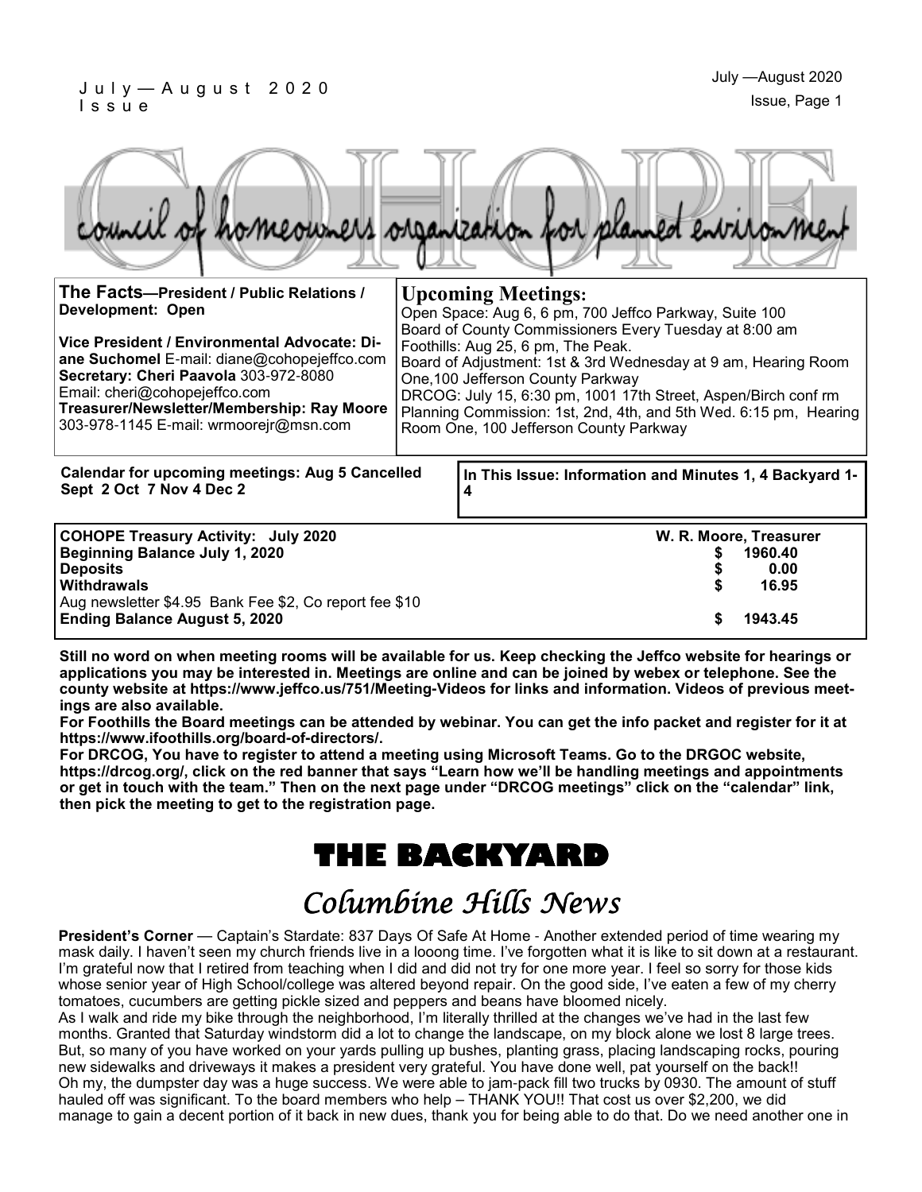# COHOPE

council of homeowners organization for planned environment

**The Facts—President / Public Relations / Development: Open**

**Vice President / Environmental Advocate: Diane Suchomel** E-mail: diane@cohopejeffco.com
**Secretary: Cheri Paavola** 303-972-8080
Email: cheri@cohopejeffco.com
**Treasurer/Newsletter/Membership: Ray Moore** 303-978-1145 E-mail: wrmoorejr@msn.com

**Upcoming Meetings:**

Open Space: Aug 6, 6 pm, 700 Jeffco Parkway, Suite 100
Board of County Commissioners Every Tuesday at 8:00 am
Foothills: Aug 25, 6 pm, The Peak.
Board of Adjustment: 1st & 3rd Wednesday at 9 am, Hearing Room One,100 Jefferson County Parkway
DRCOG: July 15, 6:30 pm, 1001 17th Street, Aspen/Birch conf rm
Planning Commission: 1st, 2nd, 4th, and 5th Wed. 6:15 pm, Hearing Room One, 100 Jefferson County Parkway

**Calendar for upcoming meetings: Aug 5 Cancelled Sept 2 Oct 7 Nov 4 Dec 2**

**In This Issue: Information and Minutes 1, 4 Backyard 1-4**

| COHOPE Treasury Activity: July 2020 | W. R. Moore, Treasurer |
|---|---|
| **Beginning Balance July 1, 2020** | **$ 1960.40** |
| **Deposits** | **$ 0.00** |
| **Withdrawals** | **$ 16.95** |
| Aug newsletter $4.95 Bank Fee $2, Co report fee $10 | |
| **Ending Balance August 5, 2020** | **$ 1943.45** |

**Still no word on when meeting rooms will be available for us. Keep checking the Jeffco website for hearings or applications you may be interested in. Meetings are online and can be joined by webex or telephone. See the county website at https://www.jeffco.us/751/Meeting-Videos for links and information. Videos of previous meetings are also available.**
**For Foothills the Board meetings can be attended by webinar. You can get the info packet and register for it at https://www.ifoothills.org/board-of-directors/.**
**For DRCOG, You have to register to attend a meeting using Microsoft Teams. Go to the DRGOC website, https://drcog.org/, click on the red banner that says "Learn how we'll be handling meetings and appointments or get in touch with the team." Then on the next page under "DRCOG meetings" click on the "calendar" link, then pick the meeting to get to the registration page.**

# THE BACKYARD

## *Columbine Hills News*

**President's Corner** — Captain's Stardate: 837 Days Of Safe At Home - Another extended period of time wearing my mask daily. I haven't seen my church friends live in a looong time. I've forgotten what it is like to sit down at a restaurant. I'm grateful now that I retired from teaching when I did and did not try for one more year. I feel so sorry for those kids whose senior year of High School/college was altered beyond repair. On the good side, I've eaten a few of my cherry tomatoes, cucumbers are getting pickle sized and peppers and beans have bloomed nicely.
As I walk and ride my bike through the neighborhood, I'm literally thrilled at the changes we've had in the last few months. Granted that Saturday windstorm did a lot to change the landscape, on my block alone we lost 8 large trees. But, so many of you have worked on your yards pulling up bushes, planting grass, placing landscaping rocks, pouring new sidewalks and driveways it makes a president very grateful. You have done well, pat yourself on the back!!
Oh my, the dumpster day was a huge success. We were able to jam-pack fill two trucks by 0930. The amount of stuff hauled off was significant. To the board members who help – THANK YOU!! That cost us over $2,200, we did manage to gain a decent portion of it back in new dues, thank you for being able to do that. Do we need another one in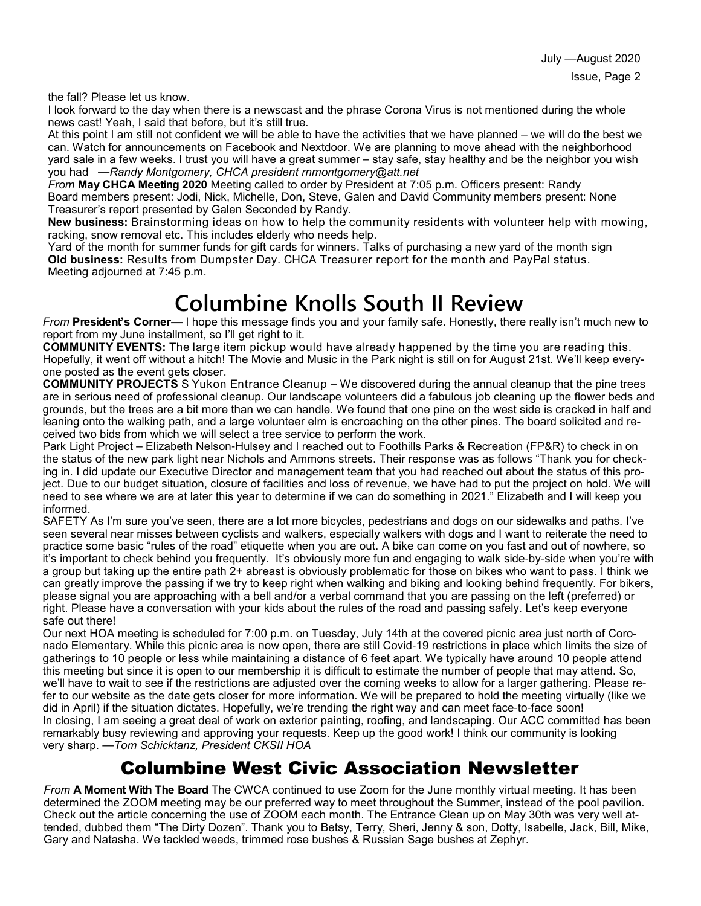the fall? Please let us know.

I look forward to the day when there is a newscast and the phrase Corona Virus is not mentioned during the whole news cast! Yeah, I said that before, but it's still true.

At this point I am still not confident we will be able to have the activities that we have planned – we will do the best we can. Watch for announcements on Facebook and Nextdoor. We are planning to move ahead with the neighborhood yard sale in a few weeks. I trust you will have a great summer – stay safe, stay healthy and be the neighbor you wish you had —*Randy Montgomery, CHCA president rnmontgomery@att.net*

*From* **May CHCA Meeting 2020** Meeting called to order by President at 7:05 p.m. Officers present: Randy Board members present: Jodi, Nick, Michelle, Don, Steve, Galen and David Community members present: None Treasurer's report presented by Galen Seconded by Randy.

**New business:** Brainstorming ideas on how to help the community residents with volunteer help with mowing, racking, snow removal etc. This includes elderly who needs help.

Yard of the month for summer funds for gift cards for winners. Talks of purchasing a new yard of the month sign

**Old business:** Results from Dumpster Day. CHCA Treasurer report for the month and PayPal status.

Meeting adjourned at 7:45 p.m.

# Columbine Knolls South II Review

*From* **President's Corner—** I hope this message finds you and your family safe. Honestly, there really isn't much new to report from my June installment, so I'll get right to it.

**COMMUNITY EVENTS:** The large item pickup would have already happened by the time you are reading this. Hopefully, it went off without a hitch! The Movie and Music in the Park night is still on for August 21st. We'll keep everyone posted as the event gets closer.

**COMMUNITY PROJECTS** S Yukon Entrance Cleanup – We discovered during the annual cleanup that the pine trees are in serious need of professional cleanup. Our landscape volunteers did a fabulous job cleaning up the flower beds and grounds, but the trees are a bit more than we can handle. We found that one pine on the west side is cracked in half and leaning onto the walking path, and a large volunteer elm is encroaching on the other pines. The board solicited and received two bids from which we will select a tree service to perform the work.

Park Light Project – Elizabeth Nelson-Hulsey and I reached out to Foothills Parks & Recreation (FP&R) to check in on the status of the new park light near Nichols and Ammons streets. Their response was as follows "Thank you for checking in. I did update our Executive Director and management team that you had reached out about the status of this project. Due to our budget situation, closure of facilities and loss of revenue, we have had to put the project on hold. We will need to see where we are at later this year to determine if we can do something in 2021." Elizabeth and I will keep you informed.

SAFETY As I'm sure you've seen, there are a lot more bicycles, pedestrians and dogs on our sidewalks and paths. I've seen several near misses between cyclists and walkers, especially walkers with dogs and I want to reiterate the need to practice some basic "rules of the road" etiquette when you are out. A bike can come on you fast and out of nowhere, so it's important to check behind you frequently. It's obviously more fun and engaging to walk side-by-side when you're with a group but taking up the entire path 2+ abreast is obviously problematic for those on bikes who want to pass. I think we can greatly improve the passing if we try to keep right when walking and biking and looking behind frequently. For bikers, please signal you are approaching with a bell and/or a verbal command that you are passing on the left (preferred) or right. Please have a conversation with your kids about the rules of the road and passing safely. Let's keep everyone safe out there!

Our next HOA meeting is scheduled for 7:00 p.m. on Tuesday, July 14th at the covered picnic area just north of Coronado Elementary. While this picnic area is now open, there are still Covid-19 restrictions in place which limits the size of gatherings to 10 people or less while maintaining a distance of 6 feet apart. We typically have around 10 people attend this meeting but since it is open to our membership it is difficult to estimate the number of people that may attend. So, we'll have to wait to see if the restrictions are adjusted over the coming weeks to allow for a larger gathering. Please refer to our website as the date gets closer for more information. We will be prepared to hold the meeting virtually (like we did in April) if the situation dictates. Hopefully, we're trending the right way and can meet face-to-face soon!

In closing, I am seeing a great deal of work on exterior painting, roofing, and landscaping. Our ACC committed has been remarkably busy reviewing and approving your requests. Keep up the good work! I think our community is looking very sharp. —*Tom Schicktanz, President CKSII HOA*

## Columbine West Civic Association Newsletter

*From* **A Moment With The Board** The CWCA continued to use Zoom for the June monthly virtual meeting. It has been determined the ZOOM meeting may be our preferred way to meet throughout the Summer, instead of the pool pavilion. Check out the article concerning the use of ZOOM each month. The Entrance Clean up on May 30th was very well attended, dubbed them "The Dirty Dozen". Thank you to Betsy, Terry, Sheri, Jenny & son, Dotty, Isabelle, Jack, Bill, Mike, Gary and Natasha. We tackled weeds, trimmed rose bushes & Russian Sage bushes at Zephyr.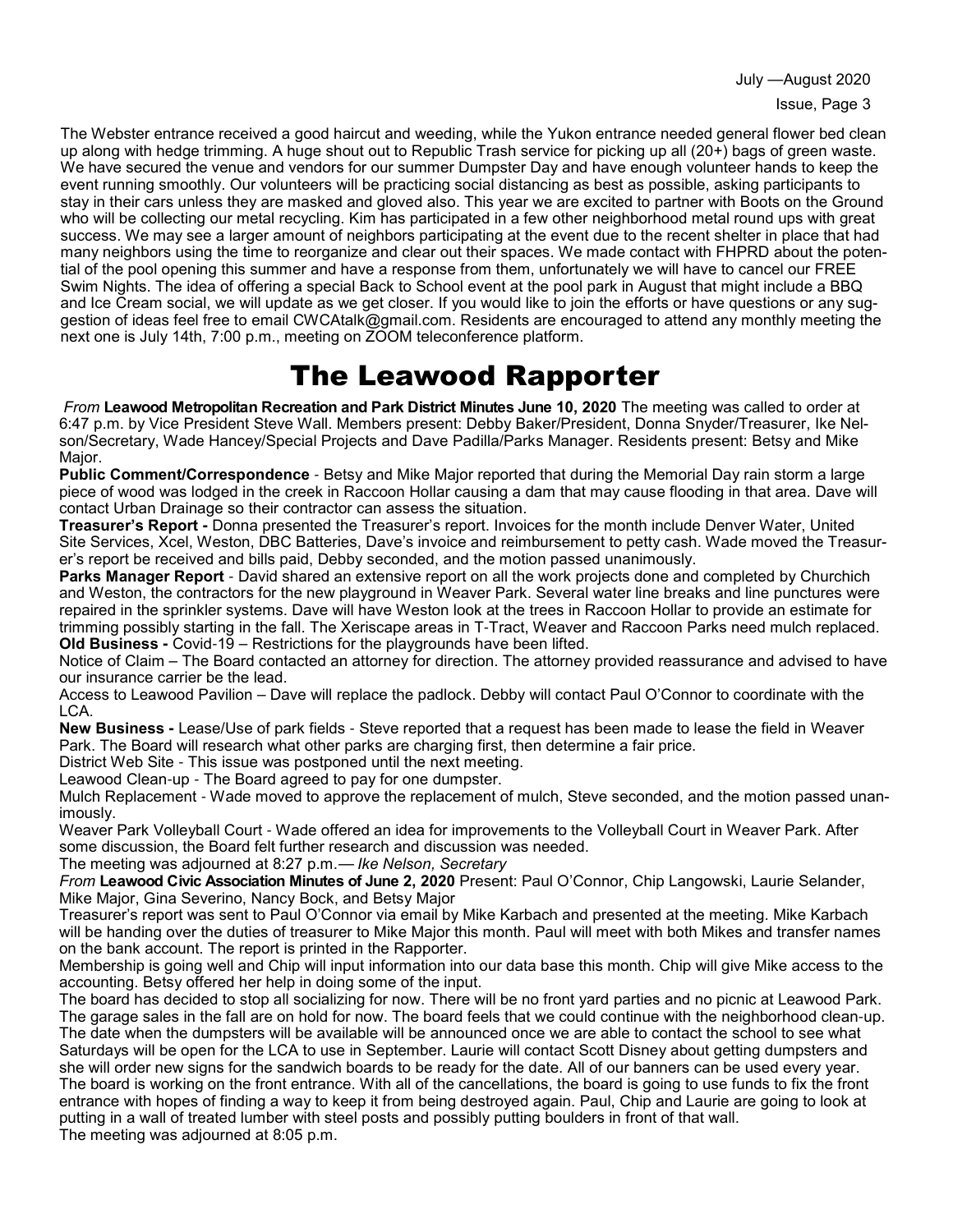The Webster entrance received a good haircut and weeding, while the Yukon entrance needed general flower bed clean up along with hedge trimming. A huge shout out to Republic Trash service for picking up all (20+) bags of green waste. We have secured the venue and vendors for our summer Dumpster Day and have enough volunteer hands to keep the event running smoothly. Our volunteers will be practicing social distancing as best as possible, asking participants to stay in their cars unless they are masked and gloved also. This year we are excited to partner with Boots on the Ground who will be collecting our metal recycling. Kim has participated in a few other neighborhood metal round ups with great success. We may see a larger amount of neighbors participating at the event due to the recent shelter in place that had many neighbors using the time to reorganize and clear out their spaces. We made contact with FHPRD about the potential of the pool opening this summer and have a response from them, unfortunately we will have to cancel our FREE Swim Nights. The idea of offering a special Back to School event at the pool park in August that might include a BBQ and Ice Cream social, we will update as we get closer. If you would like to join the efforts or have questions or any suggestion of ideas feel free to email CWCAtalk@gmail.com. Residents are encouraged to attend any monthly meeting the next one is July 14th, 7:00 p.m., meeting on ZOOM teleconference platform.

# The Leawood Rapporter

*From* **Leawood Metropolitan Recreation and Park District Minutes June 10, 2020** The meeting was called to order at 6:47 p.m. by Vice President Steve Wall. Members present: Debby Baker/President, Donna Snyder/Treasurer, Ike Nelson/Secretary, Wade Hancey/Special Projects and Dave Padilla/Parks Manager. Residents present: Betsy and Mike Major.

**Public Comment/Correspondence** - Betsy and Mike Major reported that during the Memorial Day rain storm a large piece of wood was lodged in the creek in Raccoon Hollar causing a dam that may cause flooding in that area. Dave will contact Urban Drainage so their contractor can assess the situation.

**Treasurer's Report -** Donna presented the Treasurer's report. Invoices for the month include Denver Water, United Site Services, Xcel, Weston, DBC Batteries, Dave's invoice and reimbursement to petty cash. Wade moved the Treasurer's report be received and bills paid, Debby seconded, and the motion passed unanimously.

**Parks Manager Report** - David shared an extensive report on all the work projects done and completed by Churchich and Weston, the contractors for the new playground in Weaver Park. Several water line breaks and line punctures were repaired in the sprinkler systems. Dave will have Weston look at the trees in Raccoon Hollar to provide an estimate for trimming possibly starting in the fall. The Xeriscape areas in T-Tract, Weaver and Raccoon Parks need mulch replaced.

**Old Business -** Covid-19 – Restrictions for the playgrounds have been lifted.

Notice of Claim – The Board contacted an attorney for direction. The attorney provided reassurance and advised to have our insurance carrier be the lead.

Access to Leawood Pavilion – Dave will replace the padlock. Debby will contact Paul O'Connor to coordinate with the LCA.

**New Business -** Lease/Use of park fields - Steve reported that a request has been made to lease the field in Weaver Park. The Board will research what other parks are charging first, then determine a fair price.

District Web Site - This issue was postponed until the next meeting.

Leawood Clean-up - The Board agreed to pay for one dumpster.

Mulch Replacement - Wade moved to approve the replacement of mulch, Steve seconded, and the motion passed unanimously.

Weaver Park Volleyball Court - Wade offered an idea for improvements to the Volleyball Court in Weaver Park. After some discussion, the Board felt further research and discussion was needed.

The meeting was adjourned at 8:27 p.m.— *Ike Nelson, Secretary*

*From* **Leawood Civic Association Minutes of June 2, 2020** Present: Paul O'Connor, Chip Langowski, Laurie Selander, Mike Major, Gina Severino, Nancy Bock, and Betsy Major

Treasurer's report was sent to Paul O'Connor via email by Mike Karbach and presented at the meeting. Mike Karbach will be handing over the duties of treasurer to Mike Major this month. Paul will meet with both Mikes and transfer names on the bank account. The report is printed in the Rapporter.

Membership is going well and Chip will input information into our data base this month. Chip will give Mike access to the accounting. Betsy offered her help in doing some of the input.

The board has decided to stop all socializing for now. There will be no front yard parties and no picnic at Leawood Park. The garage sales in the fall are on hold for now. The board feels that we could continue with the neighborhood clean-up. The date when the dumpsters will be available will be announced once we are able to contact the school to see what Saturdays will be open for the LCA to use in September. Laurie will contact Scott Disney about getting dumpsters and she will order new signs for the sandwich boards to be ready for the date. All of our banners can be used every year.

The board is working on the front entrance. With all of the cancellations, the board is going to use funds to fix the front entrance with hopes of finding a way to keep it from being destroyed again. Paul, Chip and Laurie are going to look at putting in a wall of treated lumber with steel posts and possibly putting boulders in front of that wall.

The meeting was adjourned at 8:05 p.m.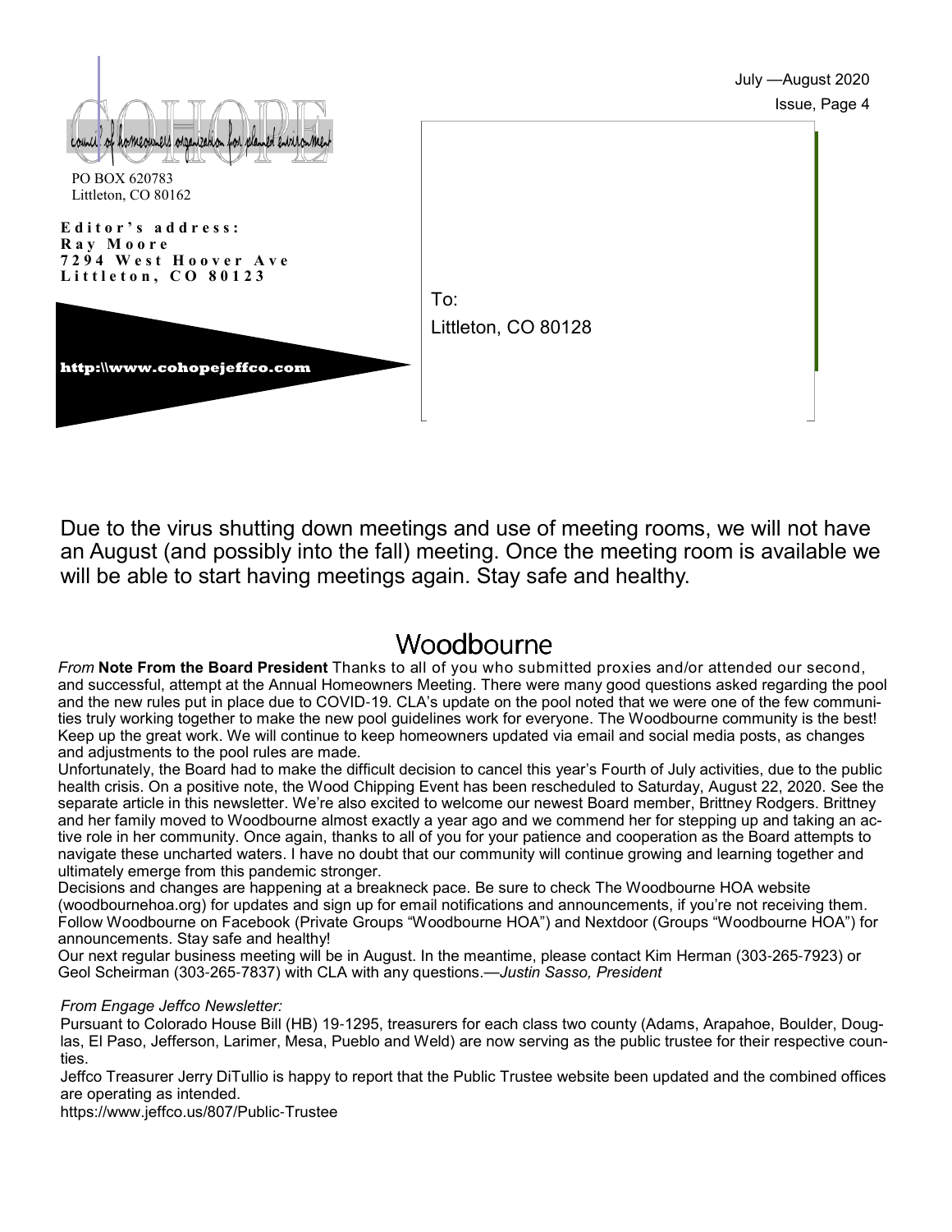COHOPE

council of homeowners organization for planned environment

PO BOX 620783
Littleton, CO 80162

**Editor's address:**
**Ray Moore**
**7294 West Hoover Ave**
**Littleton, CO 80123**

**http:\\www.cohopejeffco.com**

To:

Littleton, CO 80128

Due to the virus shutting down meetings and use of meeting rooms, we will not have an August (and possibly into the fall) meeting. Once the meeting room is available we will be able to start having meetings again. Stay safe and healthy.

# Woodbourne

*From* **Note From the Board President** Thanks to all of you who submitted proxies and/or attended our second, and successful, attempt at the Annual Homeowners Meeting. There were many good questions asked regarding the pool and the new rules put in place due to COVID-19. CLA's update on the pool noted that we were one of the few communities truly working together to make the new pool guidelines work for everyone. The Woodbourne community is the best! Keep up the great work. We will continue to keep homeowners updated via email and social media posts, as changes and adjustments to the pool rules are made.

Unfortunately, the Board had to make the difficult decision to cancel this year's Fourth of July activities, due to the public health crisis. On a positive note, the Wood Chipping Event has been rescheduled to Saturday, August 22, 2020. See the separate article in this newsletter. We're also excited to welcome our newest Board member, Brittney Rodgers. Brittney and her family moved to Woodbourne almost exactly a year ago and we commend her for stepping up and taking an active role in her community. Once again, thanks to all of you for your patience and cooperation as the Board attempts to navigate these uncharted waters. I have no doubt that our community will continue growing and learning together and ultimately emerge from this pandemic stronger.

Decisions and changes are happening at a breakneck pace. Be sure to check The Woodbourne HOA website (woodbournehoa.org) for updates and sign up for email notifications and announcements, if you're not receiving them. Follow Woodbourne on Facebook (Private Groups "Woodbourne HOA") and Nextdoor (Groups "Woodbourne HOA") for announcements. Stay safe and healthy!

Our next regular business meeting will be in August. In the meantime, please contact Kim Herman (303-265-7923) or Geol Scheirman (303-265-7837) with CLA with any questions.—*Justin Sasso, President*

*From Engage Jeffco Newsletter:*

Pursuant to Colorado House Bill (HB) 19-1295, treasurers for each class two county (Adams, Arapahoe, Boulder, Douglas, El Paso, Jefferson, Larimer, Mesa, Pueblo and Weld) are now serving as the public trustee for their respective counties.

Jeffco Treasurer Jerry DiTullio is happy to report that the Public Trustee website been updated and the combined offices are operating as intended.

https://www.jeffco.us/807/Public-Trustee